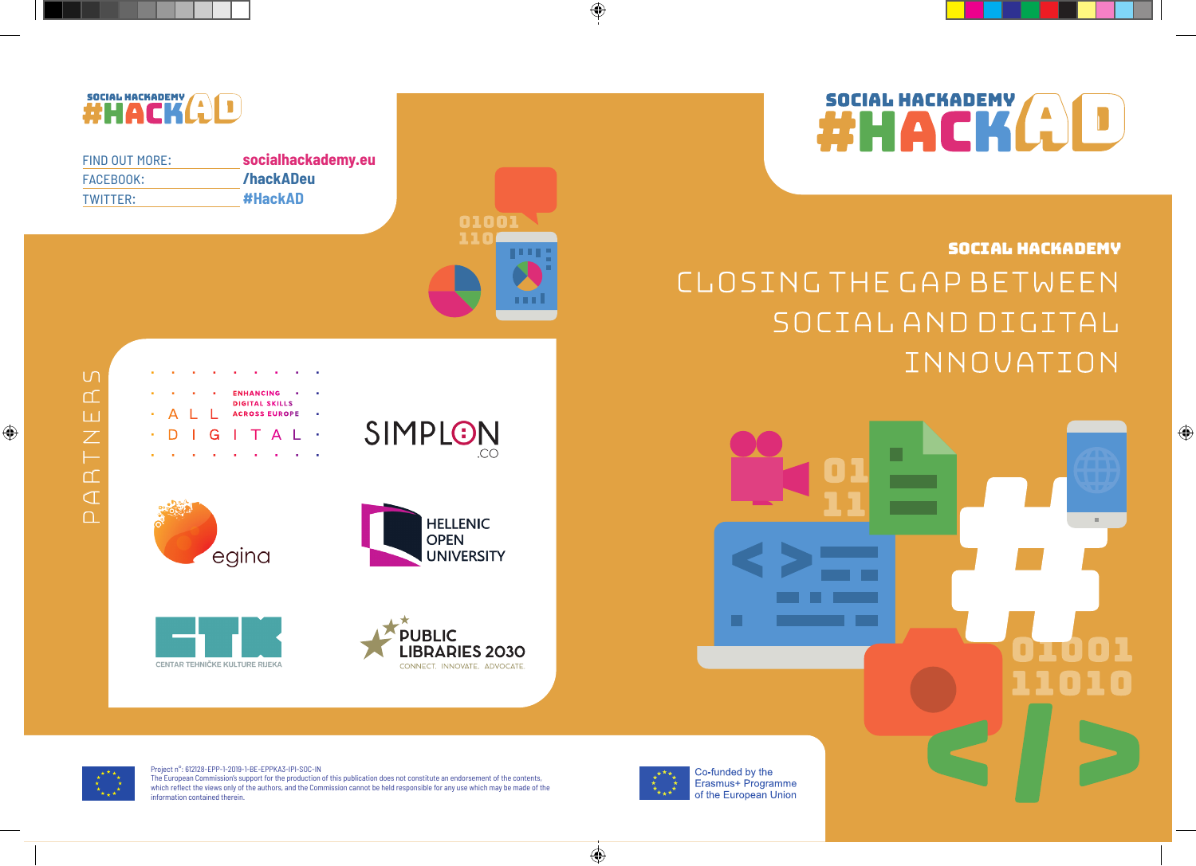# SOCIAL HACKADEMY #HACKAD

## SOCIAL HACKADEMY

## CLOSING THE GAP BETWEEN SOCIAL AND DIGITAL INNOVATION

FIND OUT MORE: **socialhackademy.eu**
FACEBOOK: **/hackADeu**
TWITTER: **#HackAD**

## PARTNERS

- ALL DIGITAL — Enhancing Digital Skills Across Europe
- SIMPLON.CO
- egina
- HELLENIC OPEN UNIVERSITY
- CTK — CENTAR TEHNIČKE KULTURE RIJEKA
- PUBLIC LIBRARIES 2030 — CONNECT. INNOVATE. ADVOCATE.

Project n°: 612128-EPP-1-2019-1-BE-EPPKA3-IPI-SOC-IN
The European Commission's support for the production of this publication does not constitute an endorsement of the contents, which reflect the views only of the authors, and the Commission cannot be held responsible for any use which may be made of the information contained therein.

Co-funded by the Erasmus+ Programme of the European Union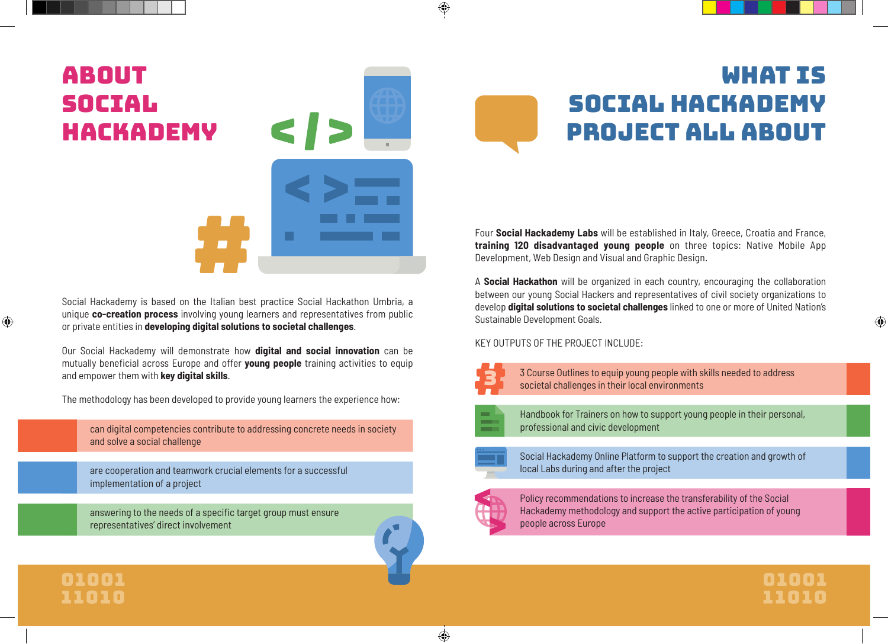# ABOUT SOCIAL HACKADEMY

Social Hackademy is based on the Italian best practice Social Hackathon Umbria, a unique **co-creation process** involving young learners and representatives from public or private entities in **developing digital solutions to societal challenges**.

Our Social Hackademy will demonstrate how **digital and social innovation** can be mutually beneficial across Europe and offer **young people** training activities to equip and empower them with **key digital skills**.

The methodology has been developed to provide young learners the experience how:

- can digital competencies contribute to addressing concrete needs in society and solve a social challenge
- are cooperation and teamwork crucial elements for a successful implementation of a project
- answering to the needs of a specific target group must ensure representatives' direct involvement

# WHAT IS SOCIAL HACKADEMY PROJECT ALL ABOUT

Four **Social Hackademy Labs** will be established in Italy, Greece, Croatia and France, **training 120 disadvantaged young people** on three topics: Native Mobile App Development, Web Design and Visual and Graphic Design.

A **Social Hackathon** will be organized in each country, encouraging the collaboration between our young Social Hackers and representatives of civil society organizations to develop **digital solutions to societal challenges** linked to one or more of United Nation's Sustainable Development Goals.

KEY OUTPUTS OF THE PROJECT INCLUDE:

- 3 Course Outlines to equip young people with skills needed to address societal challenges in their local environments
- Handbook for Trainers on how to support young people in their personal, professional and civic development
- Social Hackademy Online Platform to support the creation and growth of local Labs during and after the project
- Policy recommendations to increase the transferability of the Social Hackademy methodology and support the active participation of young people across Europe